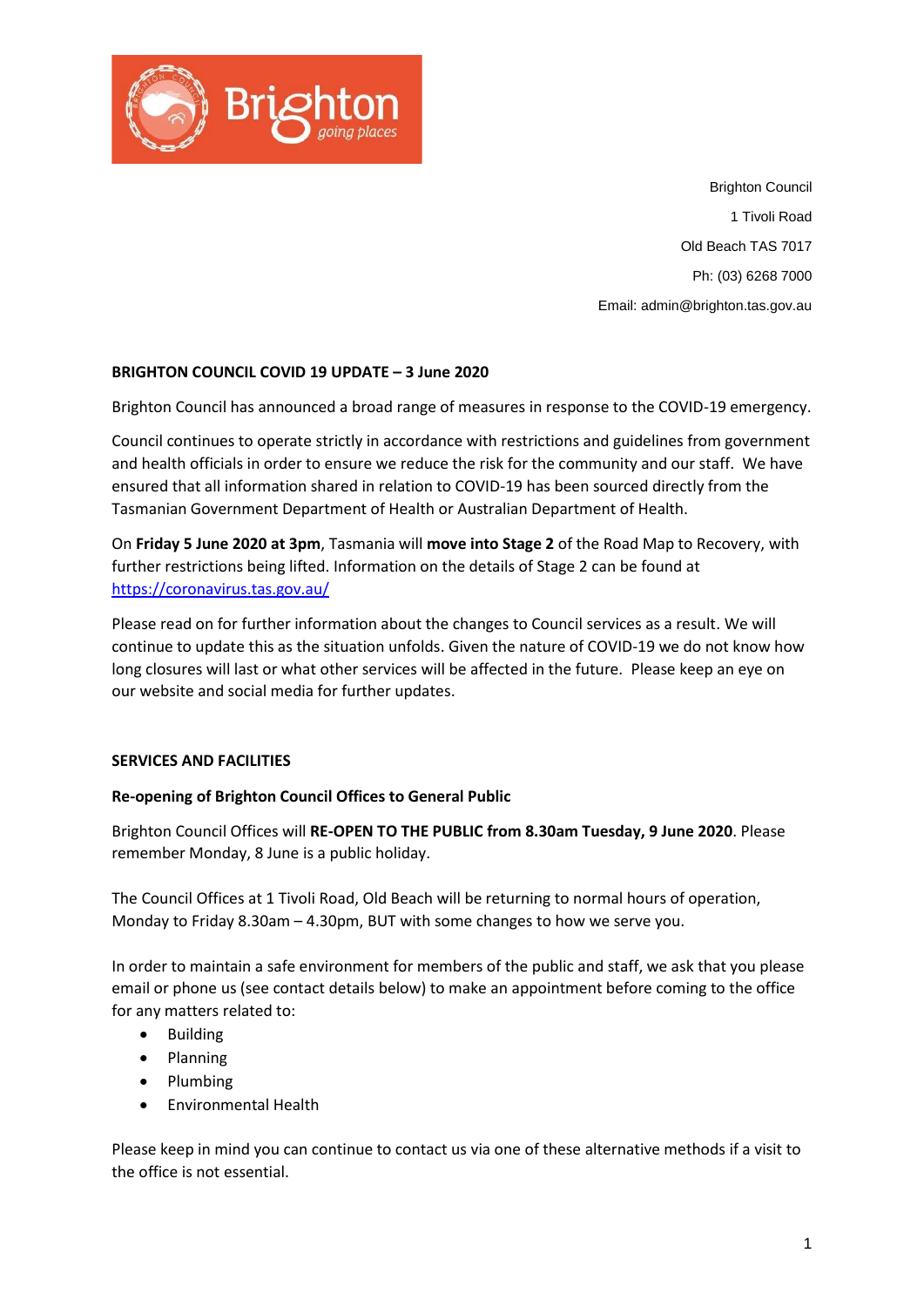Brighton Council
1 Tivoli Road
Old Beach TAS 7017
Ph: (03) 6268 7000
Email: admin@brighton.tas.gov.au

**BRIGHTON COUNCIL COVID 19 UPDATE – 3 June 2020**

Brighton Council has announced a broad range of measures in response to the COVID-19 emergency.

Council continues to operate strictly in accordance with restrictions and guidelines from government and health officials in order to ensure we reduce the risk for the community and our staff. We have ensured that all information shared in relation to COVID-19 has been sourced directly from the Tasmanian Government Department of Health or Australian Department of Health.

On **Friday 5 June 2020 at 3pm**, Tasmania will **move into Stage 2** of the Road Map to Recovery, with further restrictions being lifted. Information on the details of Stage 2 can be found at https://coronavirus.tas.gov.au/

Please read on for further information about the changes to Council services as a result. We will continue to update this as the situation unfolds. Given the nature of COVID-19 we do not know how long closures will last or what other services will be affected in the future. Please keep an eye on our website and social media for further updates.

**SERVICES AND FACILITIES**

**Re-opening of Brighton Council Offices to General Public**

Brighton Council Offices will **RE-OPEN TO THE PUBLIC from 8.30am Tuesday, 9 June 2020**. Please remember Monday, 8 June is a public holiday.

The Council Offices at 1 Tivoli Road, Old Beach will be returning to normal hours of operation, Monday to Friday 8.30am – 4.30pm, BUT with some changes to how we serve you.

In order to maintain a safe environment for members of the public and staff, we ask that you please email or phone us (see contact details below) to make an appointment before coming to the office for any matters related to:

- Building
- Planning
- Plumbing
- Environmental Health

Please keep in mind you can continue to contact us via one of these alternative methods if a visit to the office is not essential.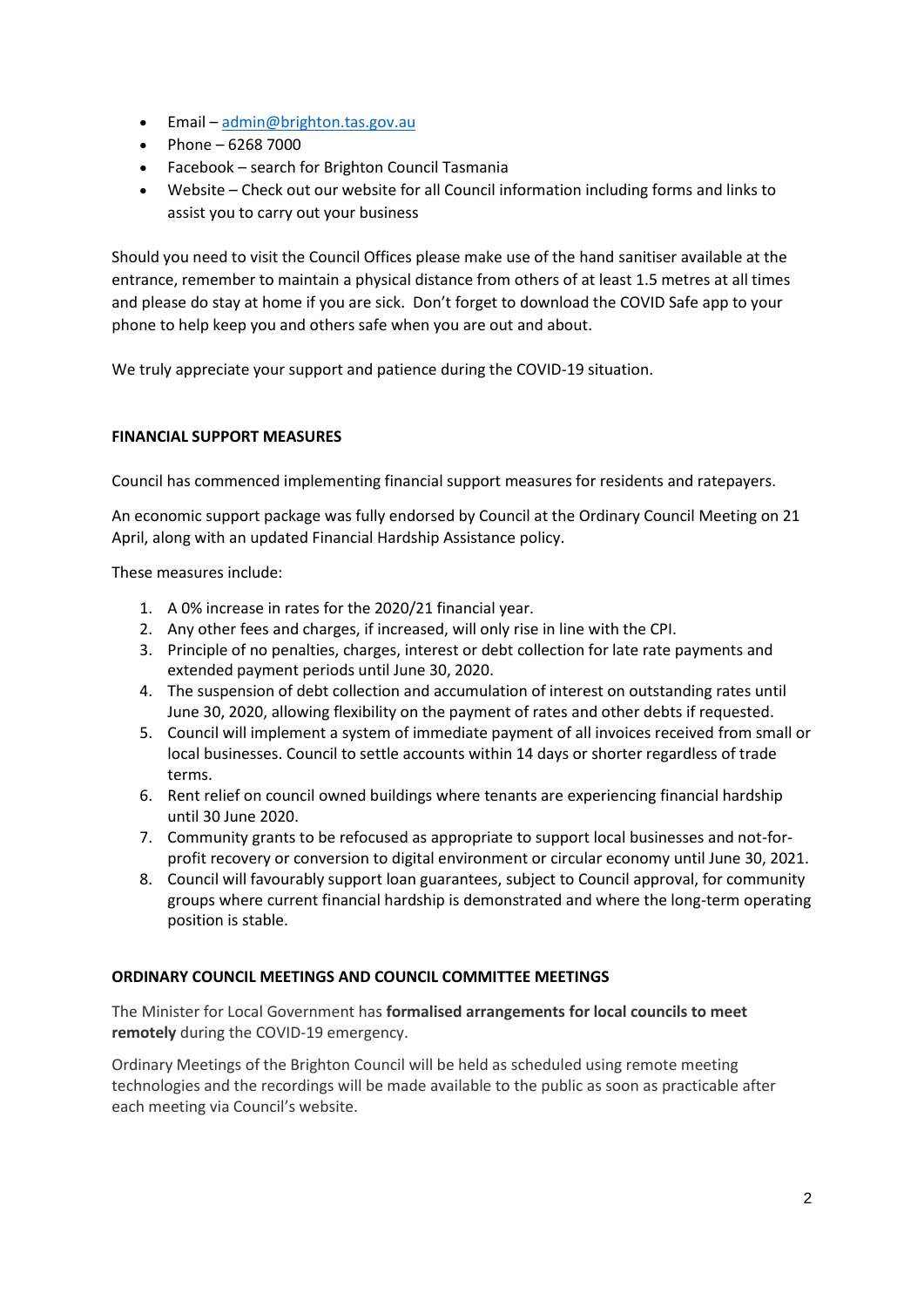- Email – admin@brighton.tas.gov.au
- Phone – 6268 7000
- Facebook – search for Brighton Council Tasmania
- Website – Check out our website for all Council information including forms and links to assist you to carry out your business

Should you need to visit the Council Offices please make use of the hand sanitiser available at the entrance, remember to maintain a physical distance from others of at least 1.5 metres at all times and please do stay at home if you are sick. Don't forget to download the COVID Safe app to your phone to help keep you and others safe when you are out and about.

We truly appreciate your support and patience during the COVID-19 situation.

**FINANCIAL SUPPORT MEASURES**

Council has commenced implementing financial support measures for residents and ratepayers.

An economic support package was fully endorsed by Council at the Ordinary Council Meeting on 21 April, along with an updated Financial Hardship Assistance policy.

These measures include:

1. A 0% increase in rates for the 2020/21 financial year.
2. Any other fees and charges, if increased, will only rise in line with the CPI.
3. Principle of no penalties, charges, interest or debt collection for late rate payments and extended payment periods until June 30, 2020.
4. The suspension of debt collection and accumulation of interest on outstanding rates until June 30, 2020, allowing flexibility on the payment of rates and other debts if requested.
5. Council will implement a system of immediate payment of all invoices received from small or local businesses. Council to settle accounts within 14 days or shorter regardless of trade terms.
6. Rent relief on council owned buildings where tenants are experiencing financial hardship until 30 June 2020.
7. Community grants to be refocused as appropriate to support local businesses and not-for-profit recovery or conversion to digital environment or circular economy until June 30, 2021.
8. Council will favourably support loan guarantees, subject to Council approval, for community groups where current financial hardship is demonstrated and where the long-term operating position is stable.

**ORDINARY COUNCIL MEETINGS AND COUNCIL COMMITTEE MEETINGS**

The Minister for Local Government has **formalised arrangements for local councils to meet remotely** during the COVID-19 emergency.

Ordinary Meetings of the Brighton Council will be held as scheduled using remote meeting technologies and the recordings will be made available to the public as soon as practicable after each meeting via Council's website.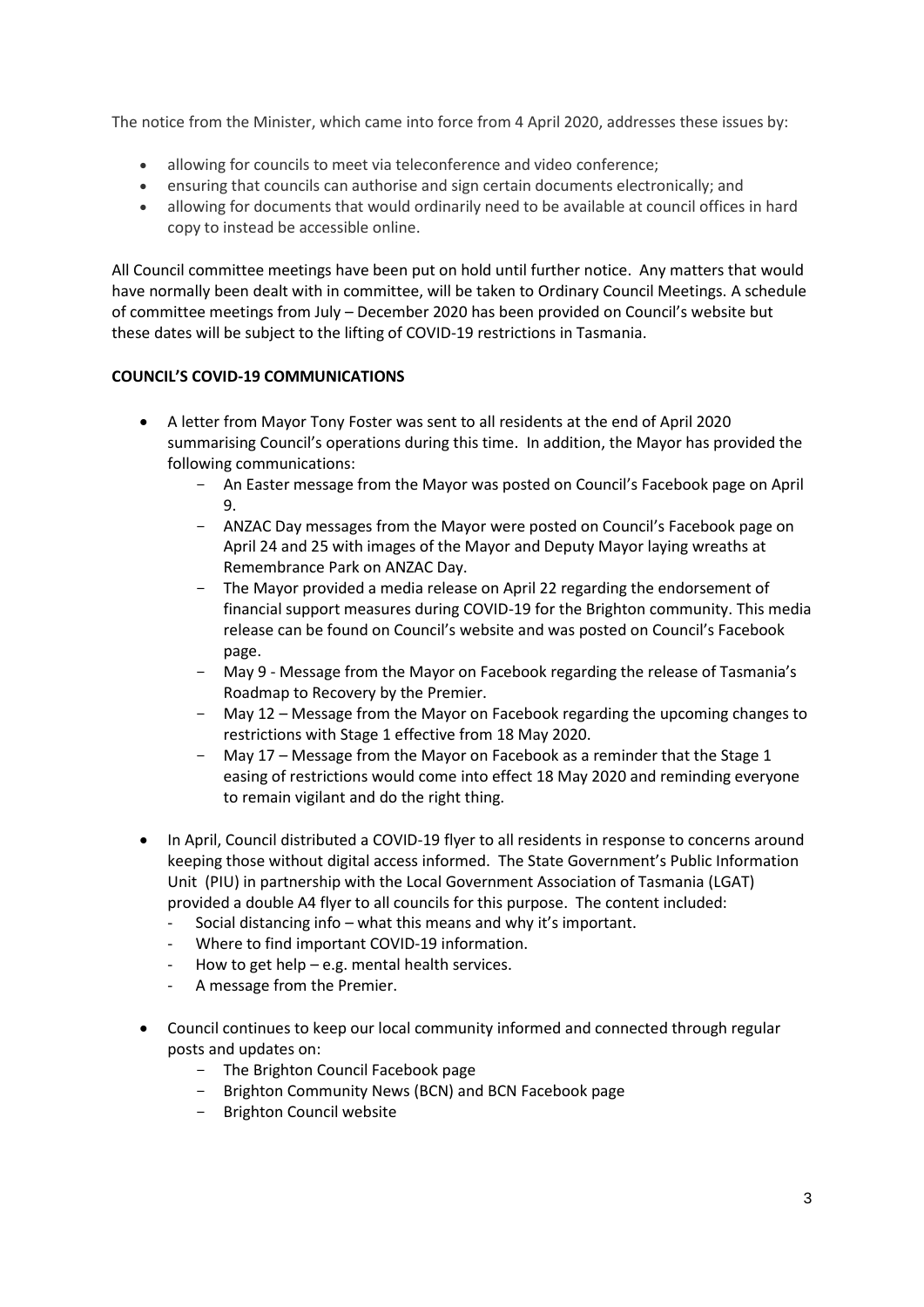The notice from the Minister, which came into force from 4 April 2020, addresses these issues by:

- allowing for councils to meet via teleconference and video conference;
- ensuring that councils can authorise and sign certain documents electronically; and
- allowing for documents that would ordinarily need to be available at council offices in hard copy to instead be accessible online.

All Council committee meetings have been put on hold until further notice. Any matters that would have normally been dealt with in committee, will be taken to Ordinary Council Meetings. A schedule of committee meetings from July – December 2020 has been provided on Council's website but these dates will be subject to the lifting of COVID-19 restrictions in Tasmania.

**COUNCIL'S COVID-19 COMMUNICATIONS**

- A letter from Mayor Tony Foster was sent to all residents at the end of April 2020 summarising Council's operations during this time. In addition, the Mayor has provided the following communications:
  - An Easter message from the Mayor was posted on Council's Facebook page on April 9.
  - ANZAC Day messages from the Mayor were posted on Council's Facebook page on April 24 and 25 with images of the Mayor and Deputy Mayor laying wreaths at Remembrance Park on ANZAC Day.
  - The Mayor provided a media release on April 22 regarding the endorsement of financial support measures during COVID-19 for the Brighton community. This media release can be found on Council's website and was posted on Council's Facebook page.
  - May 9 - Message from the Mayor on Facebook regarding the release of Tasmania's Roadmap to Recovery by the Premier.
  - May 12 – Message from the Mayor on Facebook regarding the upcoming changes to restrictions with Stage 1 effective from 18 May 2020.
  - May 17 – Message from the Mayor on Facebook as a reminder that the Stage 1 easing of restrictions would come into effect 18 May 2020 and reminding everyone to remain vigilant and do the right thing.

- In April, Council distributed a COVID-19 flyer to all residents in response to concerns around keeping those without digital access informed. The State Government's Public Information Unit (PIU) in partnership with the Local Government Association of Tasmania (LGAT) provided a double A4 flyer to all councils for this purpose. The content included:
  - Social distancing info – what this means and why it's important.
  - Where to find important COVID-19 information.
  - How to get help – e.g. mental health services.
  - A message from the Premier.

- Council continues to keep our local community informed and connected through regular posts and updates on:
  - The Brighton Council Facebook page
  - Brighton Community News (BCN) and BCN Facebook page
  - Brighton Council website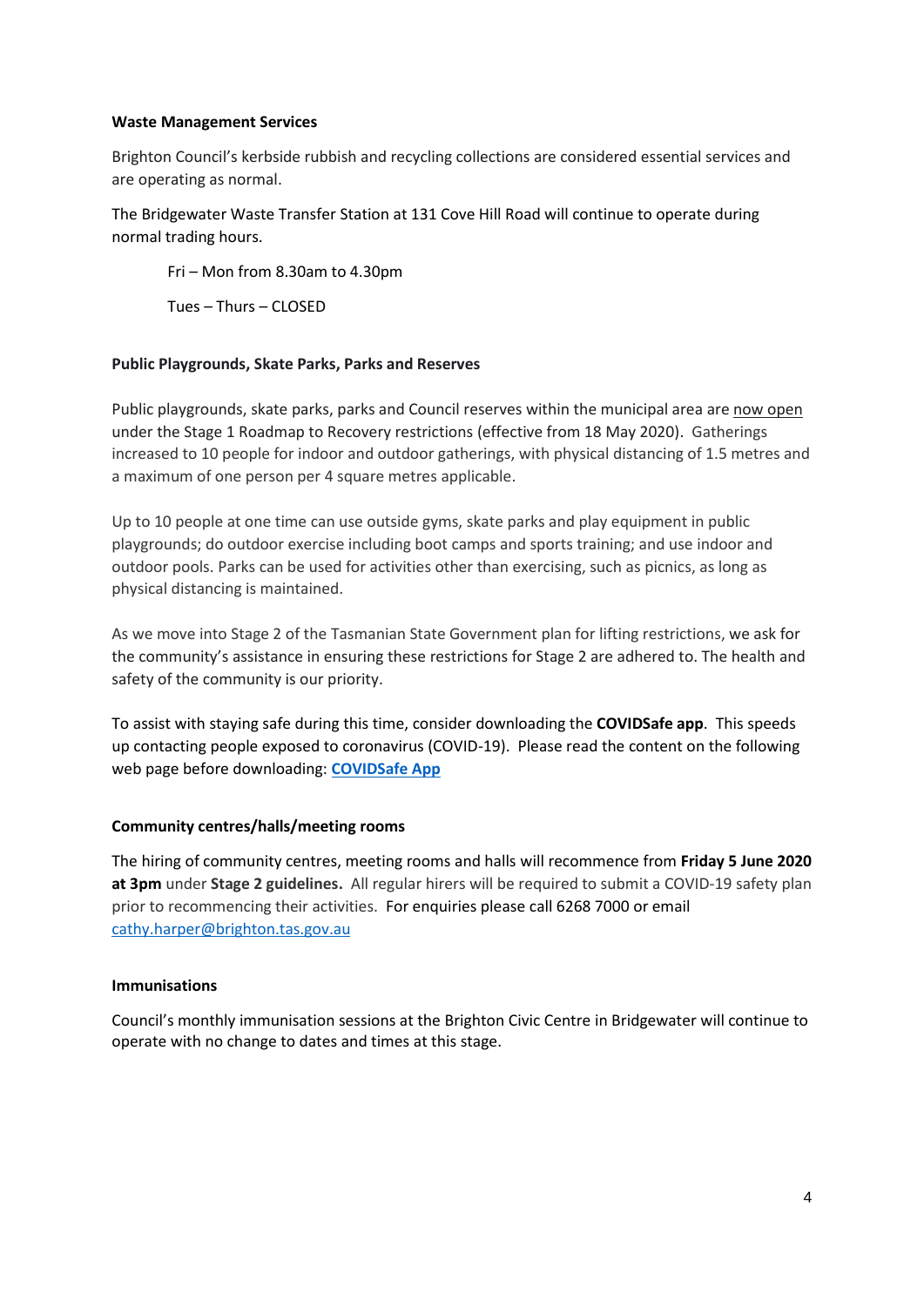**Waste Management Services**

Brighton Council's kerbside rubbish and recycling collections are considered essential services and are operating as normal.

The Bridgewater Waste Transfer Station at 131 Cove Hill Road will continue to operate during normal trading hours.

Fri – Mon from 8.30am to 4.30pm

Tues – Thurs – CLOSED

**Public Playgrounds, Skate Parks, Parks and Reserves**

Public playgrounds, skate parks, parks and Council reserves within the municipal area are now open under the Stage 1 Roadmap to Recovery restrictions (effective from 18 May 2020). Gatherings increased to 10 people for indoor and outdoor gatherings, with physical distancing of 1.5 metres and a maximum of one person per 4 square metres applicable.

Up to 10 people at one time can use outside gyms, skate parks and play equipment in public playgrounds; do outdoor exercise including boot camps and sports training; and use indoor and outdoor pools. Parks can be used for activities other than exercising, such as picnics, as long as physical distancing is maintained.

As we move into Stage 2 of the Tasmanian State Government plan for lifting restrictions, we ask for the community's assistance in ensuring these restrictions for Stage 2 are adhered to. The health and safety of the community is our priority.

To assist with staying safe during this time, consider downloading the **COVIDSafe app**. This speeds up contacting people exposed to coronavirus (COVID-19). Please read the content on the following web page before downloading: **COVIDSafe App**

**Community centres/halls/meeting rooms**

The hiring of community centres, meeting rooms and halls will recommence from **Friday 5 June 2020 at 3pm** under **Stage 2 guidelines.** All regular hirers will be required to submit a COVID-19 safety plan prior to recommencing their activities. For enquiries please call 6268 7000 or email cathy.harper@brighton.tas.gov.au

**Immunisations**

Council's monthly immunisation sessions at the Brighton Civic Centre in Bridgewater will continue to operate with no change to dates and times at this stage.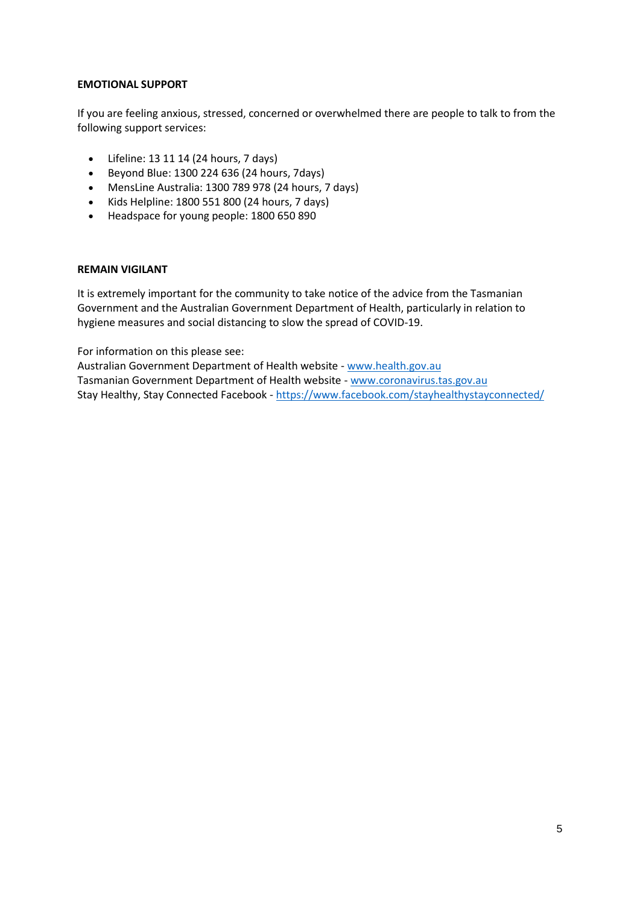**EMOTIONAL SUPPORT**

If you are feeling anxious, stressed, concerned or overwhelmed there are people to talk to from the following support services:

- Lifeline: 13 11 14 (24 hours, 7 days)
- Beyond Blue: 1300 224 636 (24 hours, 7days)
- MensLine Australia: 1300 789 978 (24 hours, 7 days)
- Kids Helpline: 1800 551 800 (24 hours, 7 days)
- Headspace for young people: 1800 650 890

**REMAIN VIGILANT**

It is extremely important for the community to take notice of the advice from the Tasmanian Government and the Australian Government Department of Health, particularly in relation to hygiene measures and social distancing to slow the spread of COVID-19.

For information on this please see:
Australian Government Department of Health website - [www.health.gov.au](www.health.gov.au)
Tasmanian Government Department of Health website - [www.coronavirus.tas.gov.au](www.coronavirus.tas.gov.au)
Stay Healthy, Stay Connected Facebook - [https://www.facebook.com/stayhealthystayconnected/](https://www.facebook.com/stayhealthystayconnected/)